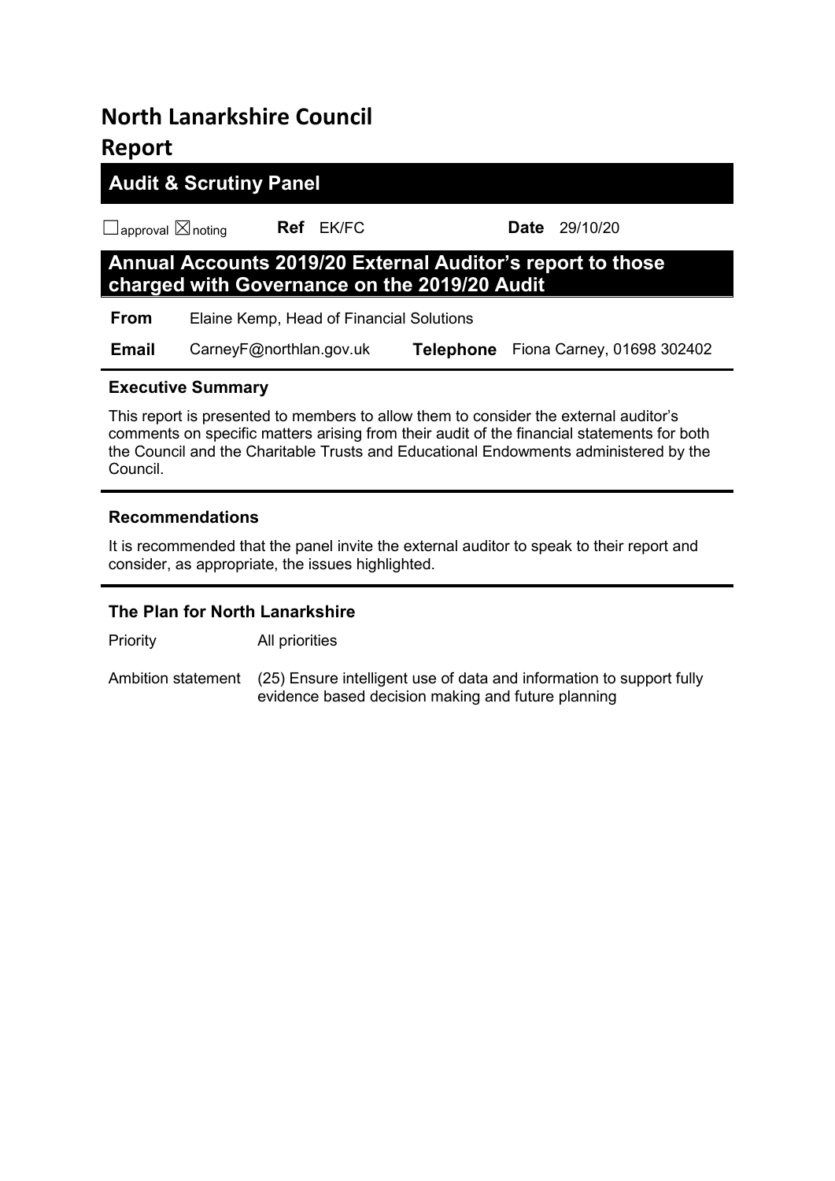# North Lanarkshire Council

# Report

## Audit & Scrutiny Panel

☐approval ☒noting **Ref** EK/FC **Date** 29/10/20

## Annual Accounts 2019/20 External Auditor's report to those charged with Governance on the 2019/20 Audit

| | | | |
|---|---|---|---|
| **From** | Elaine Kemp, Head of Financial Solutions | | |
| **Email** | CarneyF@northlan.gov.uk | **Telephone** | Fiona Carney, 01698 302402 |

### Executive Summary

This report is presented to members to allow them to consider the external auditor's comments on specific matters arising from their audit of the financial statements for both the Council and the Charitable Trusts and Educational Endowments administered by the Council.

### Recommendations

It is recommended that the panel invite the external auditor to speak to their report and consider, as appropriate, the issues highlighted.

### The Plan for North Lanarkshire

| | |
|---|---|
| Priority | All priorities |
| Ambition statement | (25) Ensure intelligent use of data and information to support fully evidence based decision making and future planning |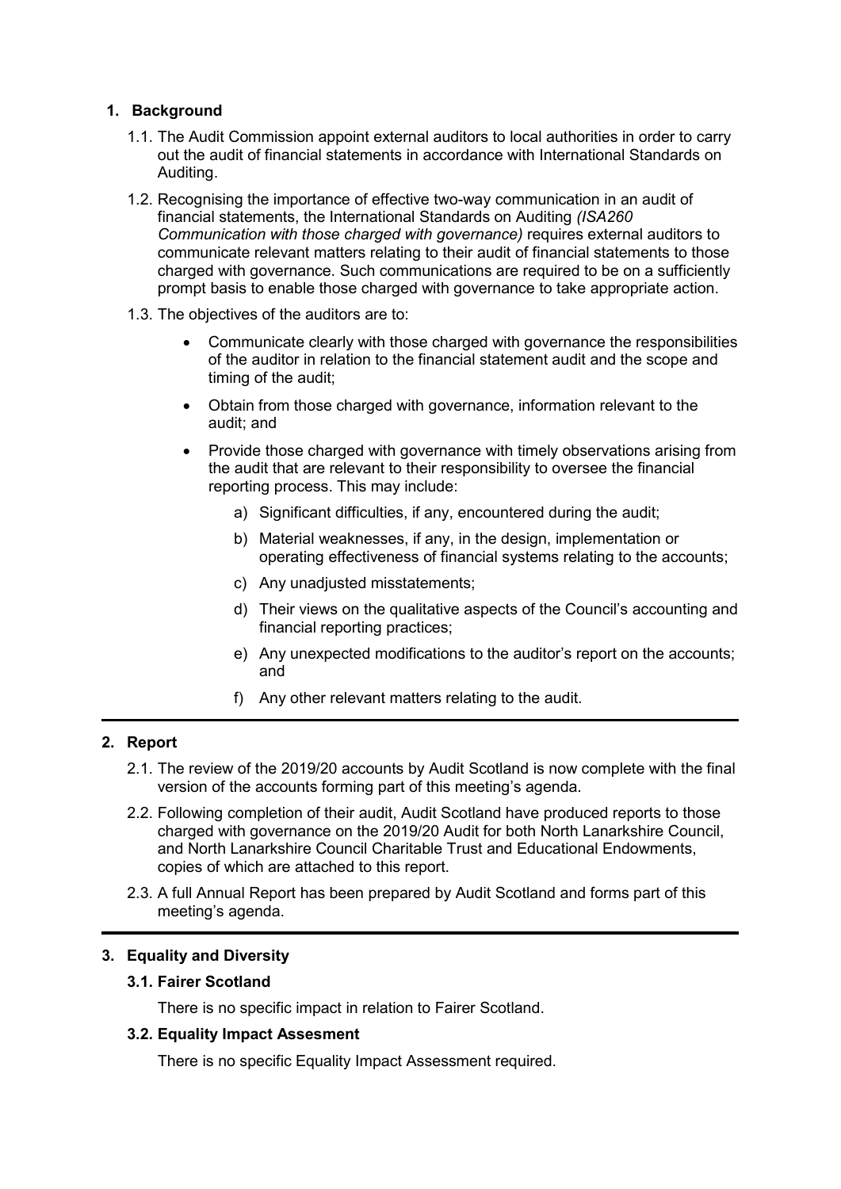## 1. Background

1.1. The Audit Commission appoint external auditors to local authorities in order to carry out the audit of financial statements in accordance with International Standards on Auditing.

1.2. Recognising the importance of effective two-way communication in an audit of financial statements, the International Standards on Auditing *(ISA260 Communication with those charged with governance)* requires external auditors to communicate relevant matters relating to their audit of financial statements to those charged with governance. Such communications are required to be on a sufficiently prompt basis to enable those charged with governance to take appropriate action.

1.3. The objectives of the auditors are to:

- Communicate clearly with those charged with governance the responsibilities of the auditor in relation to the financial statement audit and the scope and timing of the audit;
- Obtain from those charged with governance, information relevant to the audit; and
- Provide those charged with governance with timely observations arising from the audit that are relevant to their responsibility to oversee the financial reporting process. This may include:
  a) Significant difficulties, if any, encountered during the audit;
  b) Material weaknesses, if any, in the design, implementation or operating effectiveness of financial systems relating to the accounts;
  c) Any unadjusted misstatements;
  d) Their views on the qualitative aspects of the Council's accounting and financial reporting practices;
  e) Any unexpected modifications to the auditor's report on the accounts; and
  f) Any other relevant matters relating to the audit.

## 2. Report

2.1. The review of the 2019/20 accounts by Audit Scotland is now complete with the final version of the accounts forming part of this meeting's agenda.

2.2. Following completion of their audit, Audit Scotland have produced reports to those charged with governance on the 2019/20 Audit for both North Lanarkshire Council, and North Lanarkshire Council Charitable Trust and Educational Endowments, copies of which are attached to this report.

2.3. A full Annual Report has been prepared by Audit Scotland and forms part of this meeting's agenda.

## 3. Equality and Diversity

### 3.1. Fairer Scotland

There is no specific impact in relation to Fairer Scotland.

### 3.2. Equality Impact Assesment

There is no specific Equality Impact Assessment required.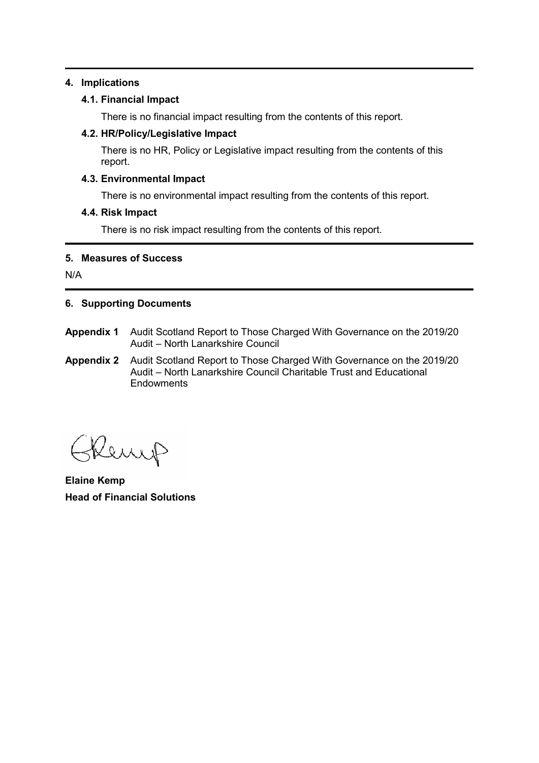## 4. Implications

### 4.1. Financial Impact

There is no financial impact resulting from the contents of this report.

### 4.2. HR/Policy/Legislative Impact

There is no HR, Policy or Legislative impact resulting from the contents of this report.

### 4.3. Environmental Impact

There is no environmental impact resulting from the contents of this report.

### 4.4. Risk Impact

There is no risk impact resulting from the contents of this report.

## 5. Measures of Success

N/A

## 6. Supporting Documents

**Appendix 1** Audit Scotland Report to Those Charged With Governance on the 2019/20 Audit – North Lanarkshire Council

**Appendix 2** Audit Scotland Report to Those Charged With Governance on the 2019/20 Audit – North Lanarkshire Council Charitable Trust and Educational Endowments

**Elaine Kemp**
**Head of Financial Solutions**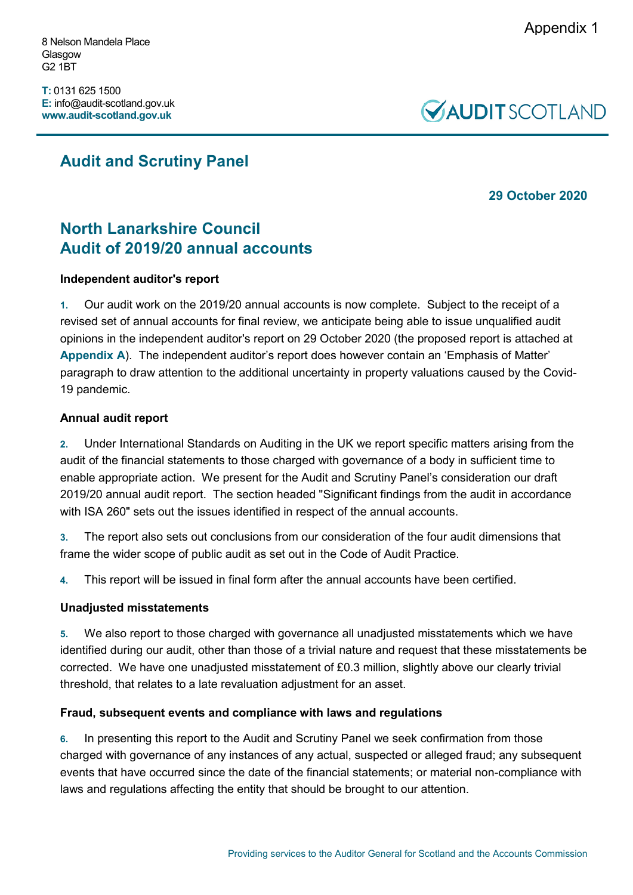Appendix 1

8 Nelson Mandela Place
Glasgow
G2 1BT

**T:** 0131 625 1500
**E:** info@audit-scotland.gov.uk
**www.audit-scotland.gov.uk**

AUDIT SCOTLAND

## Audit and Scrutiny Panel

**29 October 2020**

# North Lanarkshire Council
# Audit of 2019/20 annual accounts

### Independent auditor's report

1. Our audit work on the 2019/20 annual accounts is now complete. Subject to the receipt of a revised set of annual accounts for final review, we anticipate being able to issue unqualified audit opinions in the independent auditor's report on 29 October 2020 (the proposed report is attached at **Appendix A**). The independent auditor's report does however contain an 'Emphasis of Matter' paragraph to draw attention to the additional uncertainty in property valuations caused by the Covid-19 pandemic.

### Annual audit report

2. Under International Standards on Auditing in the UK we report specific matters arising from the audit of the financial statements to those charged with governance of a body in sufficient time to enable appropriate action. We present for the Audit and Scrutiny Panel's consideration our draft 2019/20 annual audit report. The section headed "Significant findings from the audit in accordance with ISA 260" sets out the issues identified in respect of the annual accounts.

3. The report also sets out conclusions from our consideration of the four audit dimensions that frame the wider scope of public audit as set out in the Code of Audit Practice.

4. This report will be issued in final form after the annual accounts have been certified.

### Unadjusted misstatements

5. We also report to those charged with governance all unadjusted misstatements which we have identified during our audit, other than those of a trivial nature and request that these misstatements be corrected. We have one unadjusted misstatement of £0.3 million, slightly above our clearly trivial threshold, that relates to a late revaluation adjustment for an asset.

### Fraud, subsequent events and compliance with laws and regulations

6. In presenting this report to the Audit and Scrutiny Panel we seek confirmation from those charged with governance of any instances of any actual, suspected or alleged fraud; any subsequent events that have occurred since the date of the financial statements; or material non-compliance with laws and regulations affecting the entity that should be brought to our attention.

Providing services to the Auditor General for Scotland and the Accounts Commission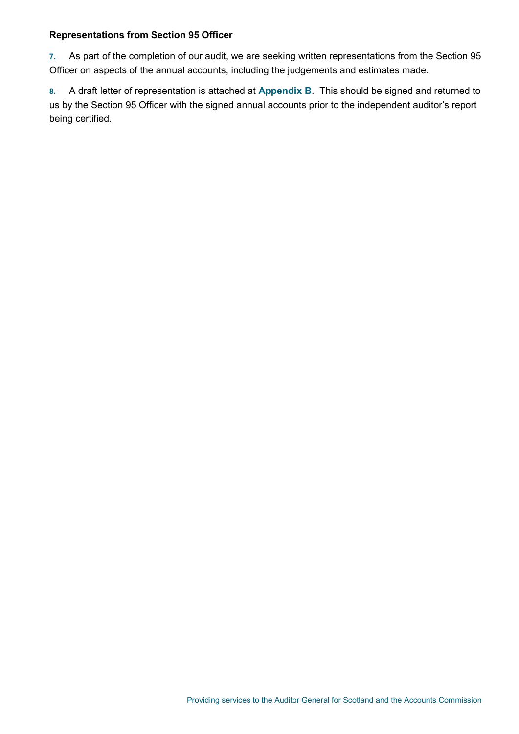**Representations from Section 95 Officer**

**7.** As part of the completion of our audit, we are seeking written representations from the Section 95 Officer on aspects of the annual accounts, including the judgements and estimates made.

**8.** A draft letter of representation is attached at **Appendix B**. This should be signed and returned to us by the Section 95 Officer with the signed annual accounts prior to the independent auditor's report being certified.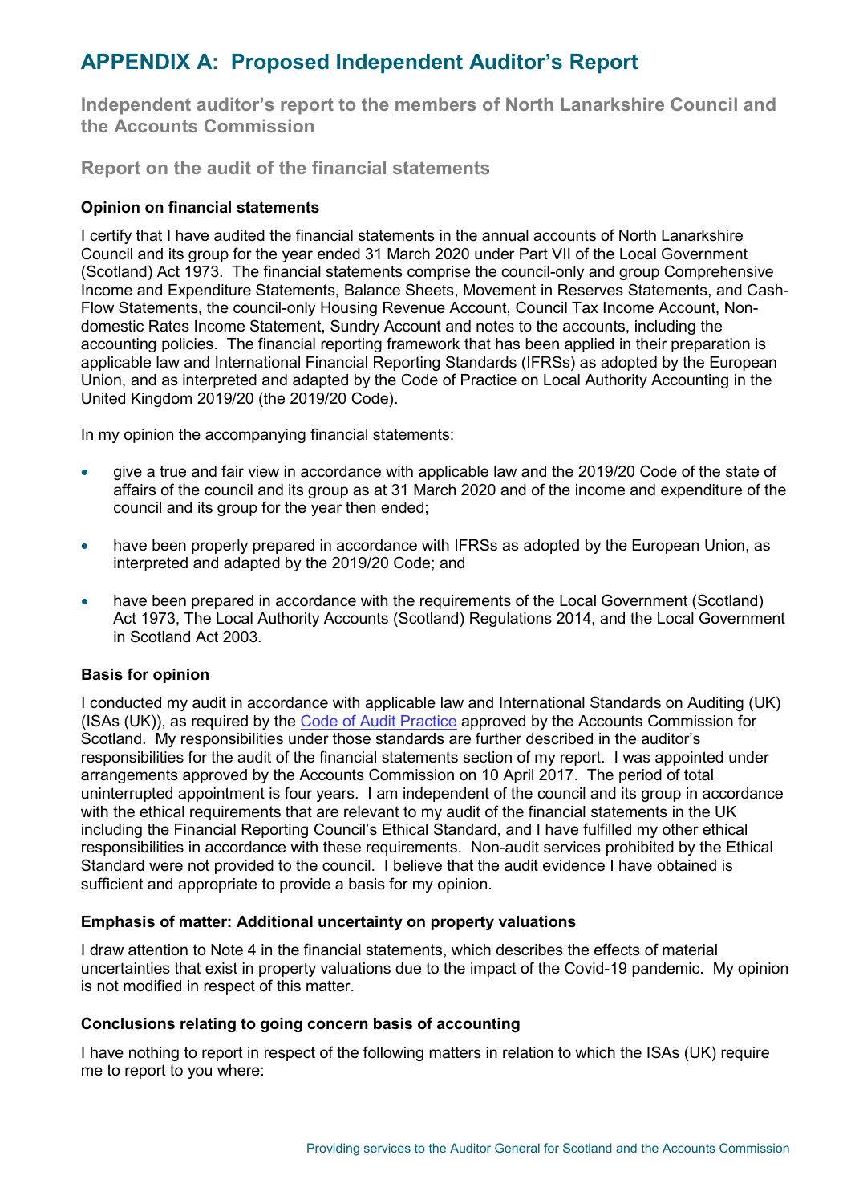# APPENDIX A: Proposed Independent Auditor's Report

## Independent auditor's report to the members of North Lanarkshire Council and the Accounts Commission

## Report on the audit of the financial statements

### Opinion on financial statements

I certify that I have audited the financial statements in the annual accounts of North Lanarkshire Council and its group for the year ended 31 March 2020 under Part VII of the Local Government (Scotland) Act 1973. The financial statements comprise the council-only and group Comprehensive Income and Expenditure Statements, Balance Sheets, Movement in Reserves Statements, and Cash-Flow Statements, the council-only Housing Revenue Account, Council Tax Income Account, Non-domestic Rates Income Statement, Sundry Account and notes to the accounts, including the accounting policies. The financial reporting framework that has been applied in their preparation is applicable law and International Financial Reporting Standards (IFRSs) as adopted by the European Union, and as interpreted and adapted by the Code of Practice on Local Authority Accounting in the United Kingdom 2019/20 (the 2019/20 Code).

In my opinion the accompanying financial statements:

- give a true and fair view in accordance with applicable law and the 2019/20 Code of the state of affairs of the council and its group as at 31 March 2020 and of the income and expenditure of the council and its group for the year then ended;
- have been properly prepared in accordance with IFRSs as adopted by the European Union, as interpreted and adapted by the 2019/20 Code; and
- have been prepared in accordance with the requirements of the Local Government (Scotland) Act 1973, The Local Authority Accounts (Scotland) Regulations 2014, and the Local Government in Scotland Act 2003.

### Basis for opinion

I conducted my audit in accordance with applicable law and International Standards on Auditing (UK) (ISAs (UK)), as required by the Code of Audit Practice approved by the Accounts Commission for Scotland. My responsibilities under those standards are further described in the auditor's responsibilities for the audit of the financial statements section of my report. I was appointed under arrangements approved by the Accounts Commission on 10 April 2017. The period of total uninterrupted appointment is four years. I am independent of the council and its group in accordance with the ethical requirements that are relevant to my audit of the financial statements in the UK including the Financial Reporting Council's Ethical Standard, and I have fulfilled my other ethical responsibilities in accordance with these requirements. Non-audit services prohibited by the Ethical Standard were not provided to the council. I believe that the audit evidence I have obtained is sufficient and appropriate to provide a basis for my opinion.

### Emphasis of matter: Additional uncertainty on property valuations

I draw attention to Note 4 in the financial statements, which describes the effects of material uncertainties that exist in property valuations due to the impact of the Covid-19 pandemic. My opinion is not modified in respect of this matter.

### Conclusions relating to going concern basis of accounting

I have nothing to report in respect of the following matters in relation to which the ISAs (UK) require me to report to you where: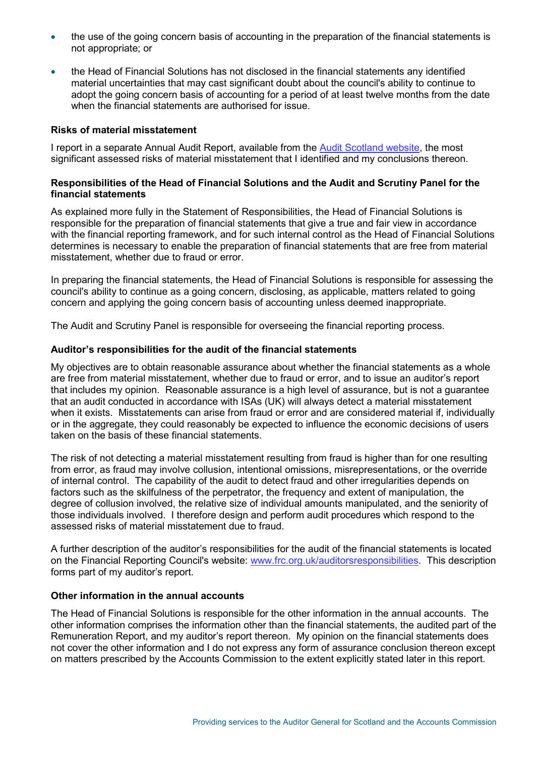- the use of the going concern basis of accounting in the preparation of the financial statements is not appropriate; or
- the Head of Financial Solutions has not disclosed in the financial statements any identified material uncertainties that may cast significant doubt about the council's ability to continue to adopt the going concern basis of accounting for a period of at least twelve months from the date when the financial statements are authorised for issue.

**Risks of material misstatement**

I report in a separate Annual Audit Report, available from the [Audit Scotland website](), the most significant assessed risks of material misstatement that I identified and my conclusions thereon.

**Responsibilities of the Head of Financial Solutions and the Audit and Scrutiny Panel for the financial statements**

As explained more fully in the Statement of Responsibilities, the Head of Financial Solutions is responsible for the preparation of financial statements that give a true and fair view in accordance with the financial reporting framework, and for such internal control as the Head of Financial Solutions determines is necessary to enable the preparation of financial statements that are free from material misstatement, whether due to fraud or error.

In preparing the financial statements, the Head of Financial Solutions is responsible for assessing the council's ability to continue as a going concern, disclosing, as applicable, matters related to going concern and applying the going concern basis of accounting unless deemed inappropriate.

The Audit and Scrutiny Panel is responsible for overseeing the financial reporting process.

**Auditor's responsibilities for the audit of the financial statements**

My objectives are to obtain reasonable assurance about whether the financial statements as a whole are free from material misstatement, whether due to fraud or error, and to issue an auditor's report that includes my opinion. Reasonable assurance is a high level of assurance, but is not a guarantee that an audit conducted in accordance with ISAs (UK) will always detect a material misstatement when it exists. Misstatements can arise from fraud or error and are considered material if, individually or in the aggregate, they could reasonably be expected to influence the economic decisions of users taken on the basis of these financial statements.

The risk of not detecting a material misstatement resulting from fraud is higher than for one resulting from error, as fraud may involve collusion, intentional omissions, misrepresentations, or the override of internal control. The capability of the audit to detect fraud and other irregularities depends on factors such as the skilfulness of the perpetrator, the frequency and extent of manipulation, the degree of collusion involved, the relative size of individual amounts manipulated, and the seniority of those individuals involved. I therefore design and perform audit procedures which respond to the assessed risks of material misstatement due to fraud.

A further description of the auditor's responsibilities for the audit of the financial statements is located on the Financial Reporting Council's website: [www.frc.org.uk/auditorsresponsibilities](www.frc.org.uk/auditorsresponsibilities). This description forms part of my auditor's report.

**Other information in the annual accounts**

The Head of Financial Solutions is responsible for the other information in the annual accounts. The other information comprises the information other than the financial statements, the audited part of the Remuneration Report, and my auditor's report thereon. My opinion on the financial statements does not cover the other information and I do not express any form of assurance conclusion thereon except on matters prescribed by the Accounts Commission to the extent explicitly stated later in this report.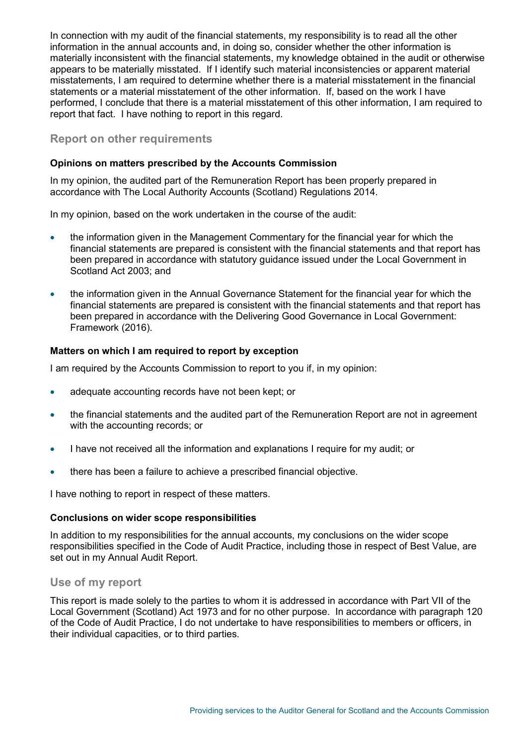In connection with my audit of the financial statements, my responsibility is to read all the other information in the annual accounts and, in doing so, consider whether the other information is materially inconsistent with the financial statements, my knowledge obtained in the audit or otherwise appears to be materially misstated. If I identify such material inconsistencies or apparent material misstatements, I am required to determine whether there is a material misstatement in the financial statements or a material misstatement of the other information. If, based on the work I have performed, I conclude that there is a material misstatement of this other information, I am required to report that fact. I have nothing to report in this regard.

## Report on other requirements

### Opinions on matters prescribed by the Accounts Commission

In my opinion, the audited part of the Remuneration Report has been properly prepared in accordance with The Local Authority Accounts (Scotland) Regulations 2014.

In my opinion, based on the work undertaken in the course of the audit:

- the information given in the Management Commentary for the financial year for which the financial statements are prepared is consistent with the financial statements and that report has been prepared in accordance with statutory guidance issued under the Local Government in Scotland Act 2003; and
- the information given in the Annual Governance Statement for the financial year for which the financial statements are prepared is consistent with the financial statements and that report has been prepared in accordance with the Delivering Good Governance in Local Government: Framework (2016).

### Matters on which I am required to report by exception

I am required by the Accounts Commission to report to you if, in my opinion:

- adequate accounting records have not been kept; or
- the financial statements and the audited part of the Remuneration Report are not in agreement with the accounting records; or
- I have not received all the information and explanations I require for my audit; or
- there has been a failure to achieve a prescribed financial objective.

I have nothing to report in respect of these matters.

### Conclusions on wider scope responsibilities

In addition to my responsibilities for the annual accounts, my conclusions on the wider scope responsibilities specified in the Code of Audit Practice, including those in respect of Best Value, are set out in my Annual Audit Report.

## Use of my report

This report is made solely to the parties to whom it is addressed in accordance with Part VII of the Local Government (Scotland) Act 1973 and for no other purpose. In accordance with paragraph 120 of the Code of Audit Practice, I do not undertake to have responsibilities to members or officers, in their individual capacities, or to third parties.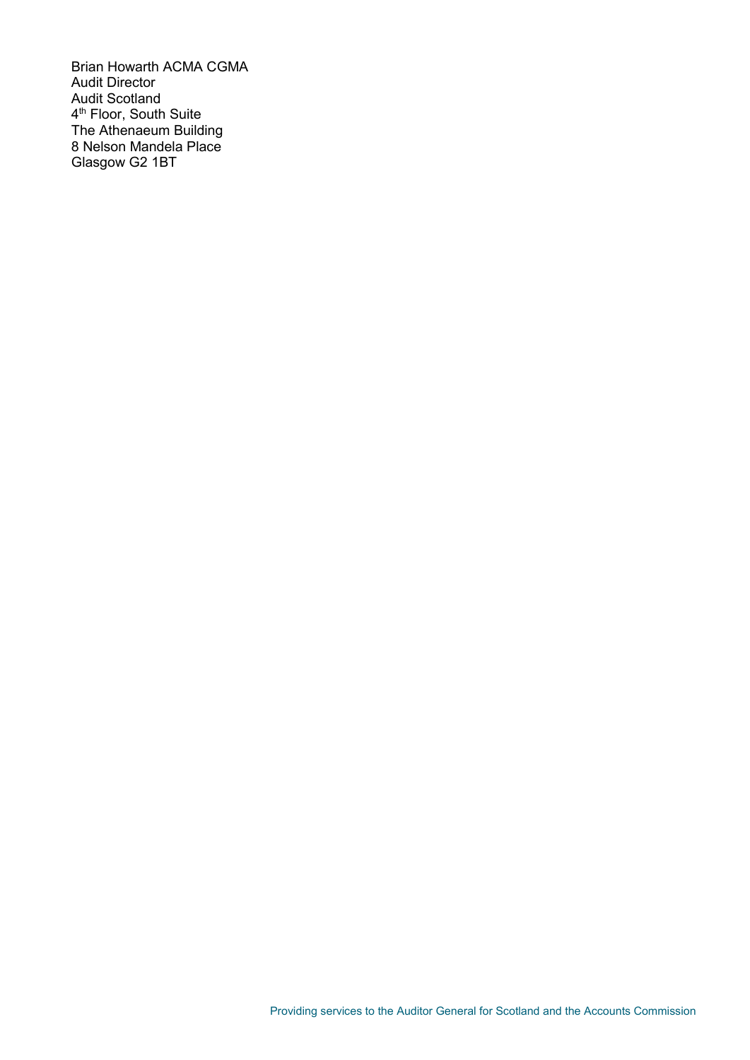Brian Howarth ACMA CGMA
Audit Director
Audit Scotland
4th Floor, South Suite
The Athenaeum Building
8 Nelson Mandela Place
Glasgow G2 1BT

Providing services to the Auditor General for Scotland and the Accounts Commission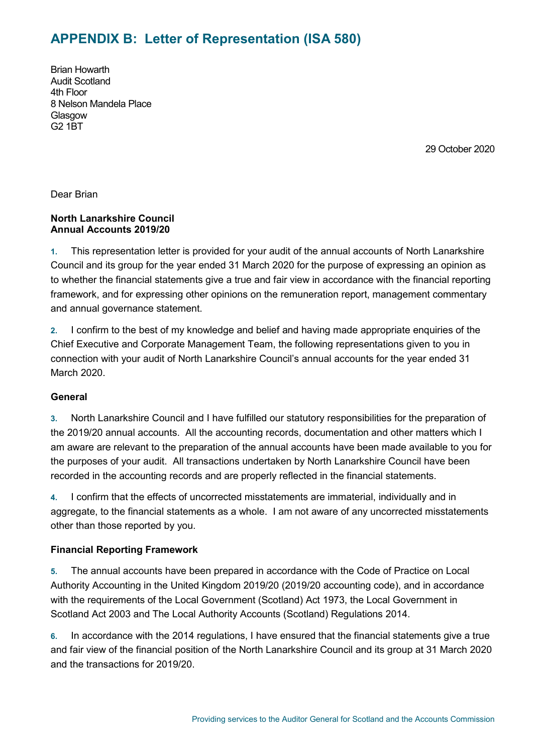# APPENDIX B: Letter of Representation (ISA 580)

Brian Howarth
Audit Scotland
4th Floor
8 Nelson Mandela Place
Glasgow
G2 1BT

29 October 2020

Dear Brian

**North Lanarkshire Council**
**Annual Accounts 2019/20**

**1.** This representation letter is provided for your audit of the annual accounts of North Lanarkshire Council and its group for the year ended 31 March 2020 for the purpose of expressing an opinion as to whether the financial statements give a true and fair view in accordance with the financial reporting framework, and for expressing other opinions on the remuneration report, management commentary and annual governance statement.

**2.** I confirm to the best of my knowledge and belief and having made appropriate enquiries of the Chief Executive and Corporate Management Team, the following representations given to you in connection with your audit of North Lanarkshire Council's annual accounts for the year ended 31 March 2020.

### General

**3.** North Lanarkshire Council and I have fulfilled our statutory responsibilities for the preparation of the 2019/20 annual accounts. All the accounting records, documentation and other matters which I am aware are relevant to the preparation of the annual accounts have been made available to you for the purposes of your audit. All transactions undertaken by North Lanarkshire Council have been recorded in the accounting records and are properly reflected in the financial statements.

**4.** I confirm that the effects of uncorrected misstatements are immaterial, individually and in aggregate, to the financial statements as a whole. I am not aware of any uncorrected misstatements other than those reported by you.

### Financial Reporting Framework

**5.** The annual accounts have been prepared in accordance with the Code of Practice on Local Authority Accounting in the United Kingdom 2019/20 (2019/20 accounting code), and in accordance with the requirements of the Local Government (Scotland) Act 1973, the Local Government in Scotland Act 2003 and The Local Authority Accounts (Scotland) Regulations 2014.

**6.** In accordance with the 2014 regulations, I have ensured that the financial statements give a true and fair view of the financial position of the North Lanarkshire Council and its group at 31 March 2020 and the transactions for 2019/20.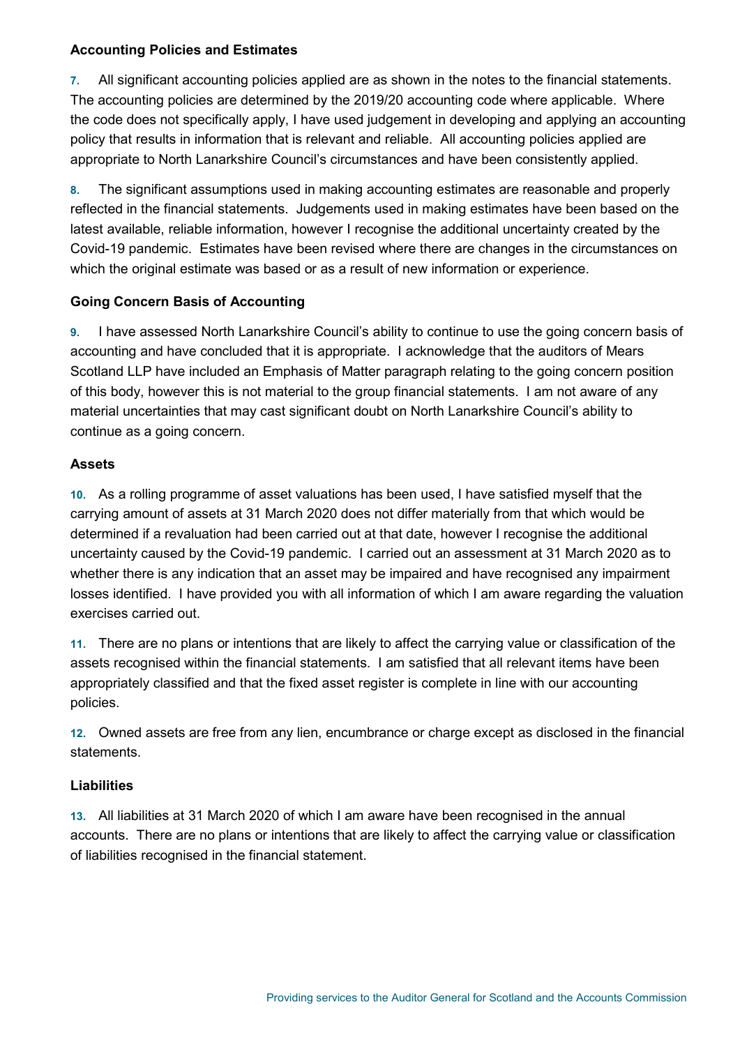### Accounting Policies and Estimates

**7.** All significant accounting policies applied are as shown in the notes to the financial statements. The accounting policies are determined by the 2019/20 accounting code where applicable. Where the code does not specifically apply, I have used judgement in developing and applying an accounting policy that results in information that is relevant and reliable. All accounting policies applied are appropriate to North Lanarkshire Council's circumstances and have been consistently applied.

**8.** The significant assumptions used in making accounting estimates are reasonable and properly reflected in the financial statements. Judgements used in making estimates have been based on the latest available, reliable information, however I recognise the additional uncertainty created by the Covid-19 pandemic. Estimates have been revised where there are changes in the circumstances on which the original estimate was based or as a result of new information or experience.

### Going Concern Basis of Accounting

**9.** I have assessed North Lanarkshire Council's ability to continue to use the going concern basis of accounting and have concluded that it is appropriate. I acknowledge that the auditors of Mears Scotland LLP have included an Emphasis of Matter paragraph relating to the going concern position of this body, however this is not material to the group financial statements. I am not aware of any material uncertainties that may cast significant doubt on North Lanarkshire Council's ability to continue as a going concern.

### Assets

**10.** As a rolling programme of asset valuations has been used, I have satisfied myself that the carrying amount of assets at 31 March 2020 does not differ materially from that which would be determined if a revaluation had been carried out at that date, however I recognise the additional uncertainty caused by the Covid-19 pandemic. I carried out an assessment at 31 March 2020 as to whether there is any indication that an asset may be impaired and have recognised any impairment losses identified. I have provided you with all information of which I am aware regarding the valuation exercises carried out.

**11.** There are no plans or intentions that are likely to affect the carrying value or classification of the assets recognised within the financial statements. I am satisfied that all relevant items have been appropriately classified and that the fixed asset register is complete in line with our accounting policies.

**12.** Owned assets are free from any lien, encumbrance or charge except as disclosed in the financial statements.

### Liabilities

**13.** All liabilities at 31 March 2020 of which I am aware have been recognised in the annual accounts. There are no plans or intentions that are likely to affect the carrying value or classification of liabilities recognised in the financial statement.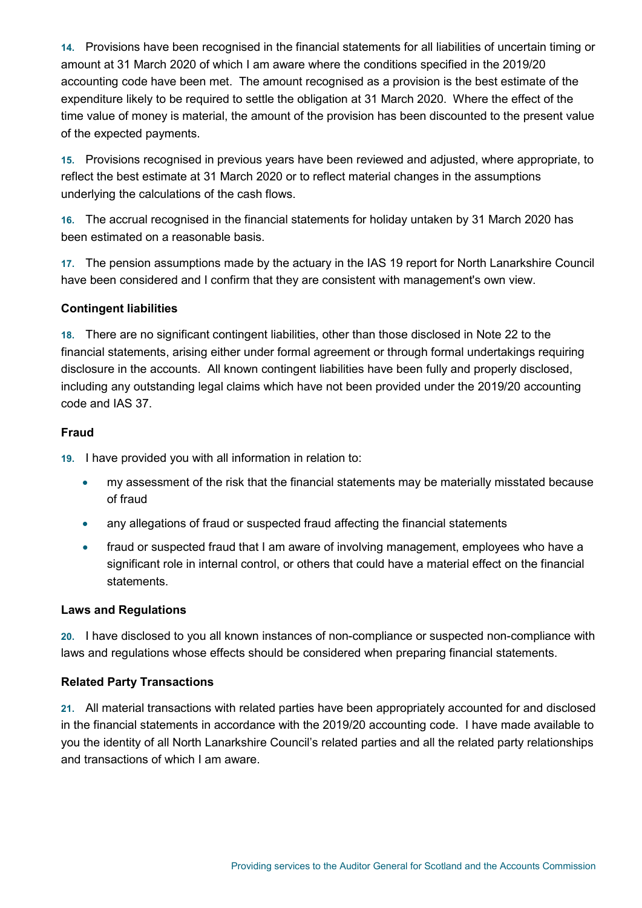**14.** Provisions have been recognised in the financial statements for all liabilities of uncertain timing or amount at 31 March 2020 of which I am aware where the conditions specified in the 2019/20 accounting code have been met. The amount recognised as a provision is the best estimate of the expenditure likely to be required to settle the obligation at 31 March 2020. Where the effect of the time value of money is material, the amount of the provision has been discounted to the present value of the expected payments.

**15.** Provisions recognised in previous years have been reviewed and adjusted, where appropriate, to reflect the best estimate at 31 March 2020 or to reflect material changes in the assumptions underlying the calculations of the cash flows.

**16.** The accrual recognised in the financial statements for holiday untaken by 31 March 2020 has been estimated on a reasonable basis.

**17.** The pension assumptions made by the actuary in the IAS 19 report for North Lanarkshire Council have been considered and I confirm that they are consistent with management's own view.

**Contingent liabilities**

**18.** There are no significant contingent liabilities, other than those disclosed in Note 22 to the financial statements, arising either under formal agreement or through formal undertakings requiring disclosure in the accounts. All known contingent liabilities have been fully and properly disclosed, including any outstanding legal claims which have not been provided under the 2019/20 accounting code and IAS 37.

**Fraud**

**19.** I have provided you with all information in relation to:

- my assessment of the risk that the financial statements may be materially misstated because of fraud
- any allegations of fraud or suspected fraud affecting the financial statements
- fraud or suspected fraud that I am aware of involving management, employees who have a significant role in internal control, or others that could have a material effect on the financial statements.

**Laws and Regulations**

**20.** I have disclosed to you all known instances of non-compliance or suspected non-compliance with laws and regulations whose effects should be considered when preparing financial statements.

**Related Party Transactions**

**21.** All material transactions with related parties have been appropriately accounted for and disclosed in the financial statements in accordance with the 2019/20 accounting code. I have made available to you the identity of all North Lanarkshire Council's related parties and all the related party relationships and transactions of which I am aware.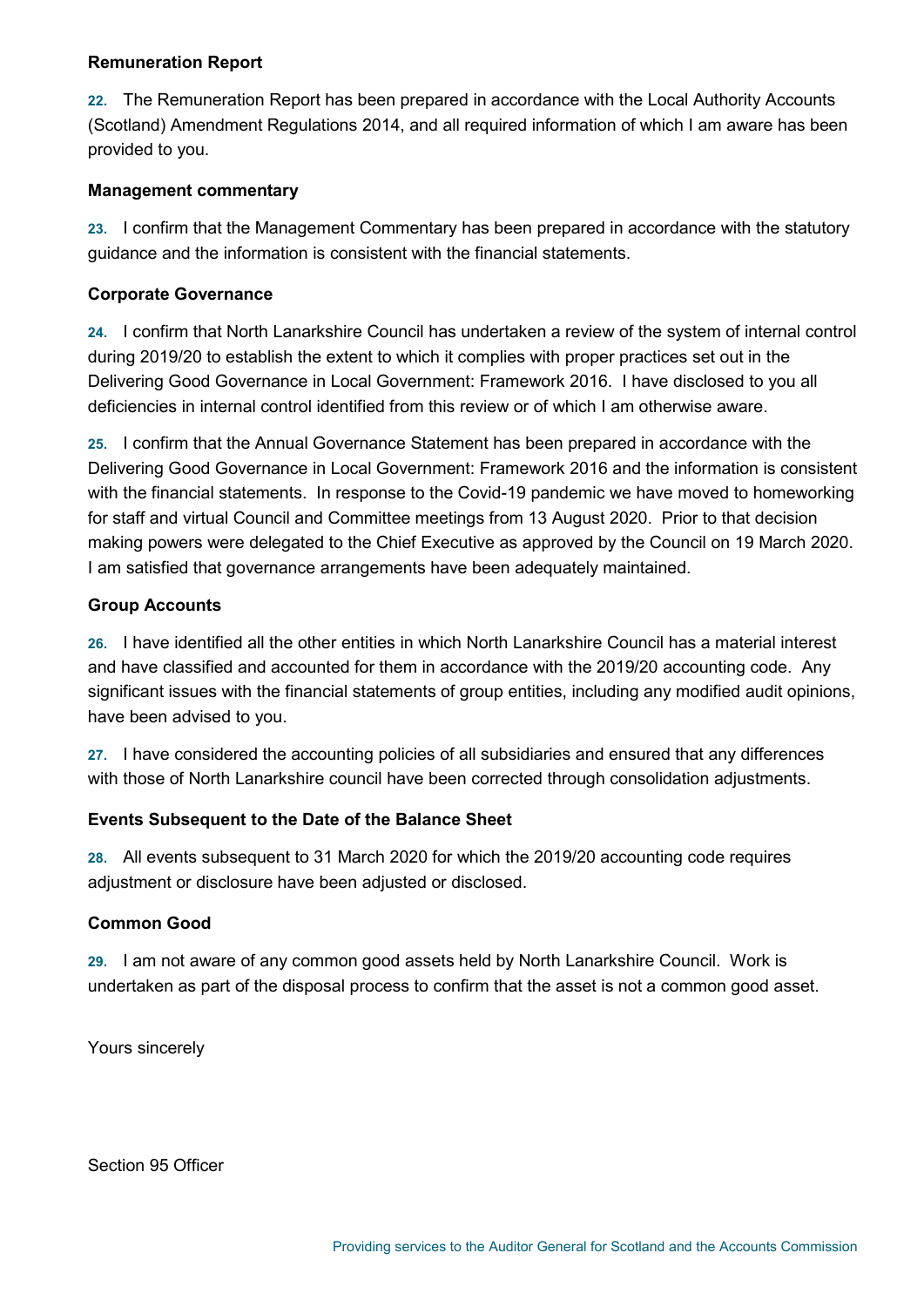**Remuneration Report**

**22.** The Remuneration Report has been prepared in accordance with the Local Authority Accounts (Scotland) Amendment Regulations 2014, and all required information of which I am aware has been provided to you.

**Management commentary**

**23.** I confirm that the Management Commentary has been prepared in accordance with the statutory guidance and the information is consistent with the financial statements.

**Corporate Governance**

**24.** I confirm that North Lanarkshire Council has undertaken a review of the system of internal control during 2019/20 to establish the extent to which it complies with proper practices set out in the Delivering Good Governance in Local Government: Framework 2016. I have disclosed to you all deficiencies in internal control identified from this review or of which I am otherwise aware.

**25.** I confirm that the Annual Governance Statement has been prepared in accordance with the Delivering Good Governance in Local Government: Framework 2016 and the information is consistent with the financial statements. In response to the Covid-19 pandemic we have moved to homeworking for staff and virtual Council and Committee meetings from 13 August 2020. Prior to that decision making powers were delegated to the Chief Executive as approved by the Council on 19 March 2020. I am satisfied that governance arrangements have been adequately maintained.

**Group Accounts**

**26.** I have identified all the other entities in which North Lanarkshire Council has a material interest and have classified and accounted for them in accordance with the 2019/20 accounting code. Any significant issues with the financial statements of group entities, including any modified audit opinions, have been advised to you.

**27.** I have considered the accounting policies of all subsidiaries and ensured that any differences with those of North Lanarkshire council have been corrected through consolidation adjustments.

**Events Subsequent to the Date of the Balance Sheet**

**28.** All events subsequent to 31 March 2020 for which the 2019/20 accounting code requires adjustment or disclosure have been adjusted or disclosed.

**Common Good**

**29.** I am not aware of any common good assets held by North Lanarkshire Council. Work is undertaken as part of the disposal process to confirm that the asset is not a common good asset.

Yours sincerely

Section 95 Officer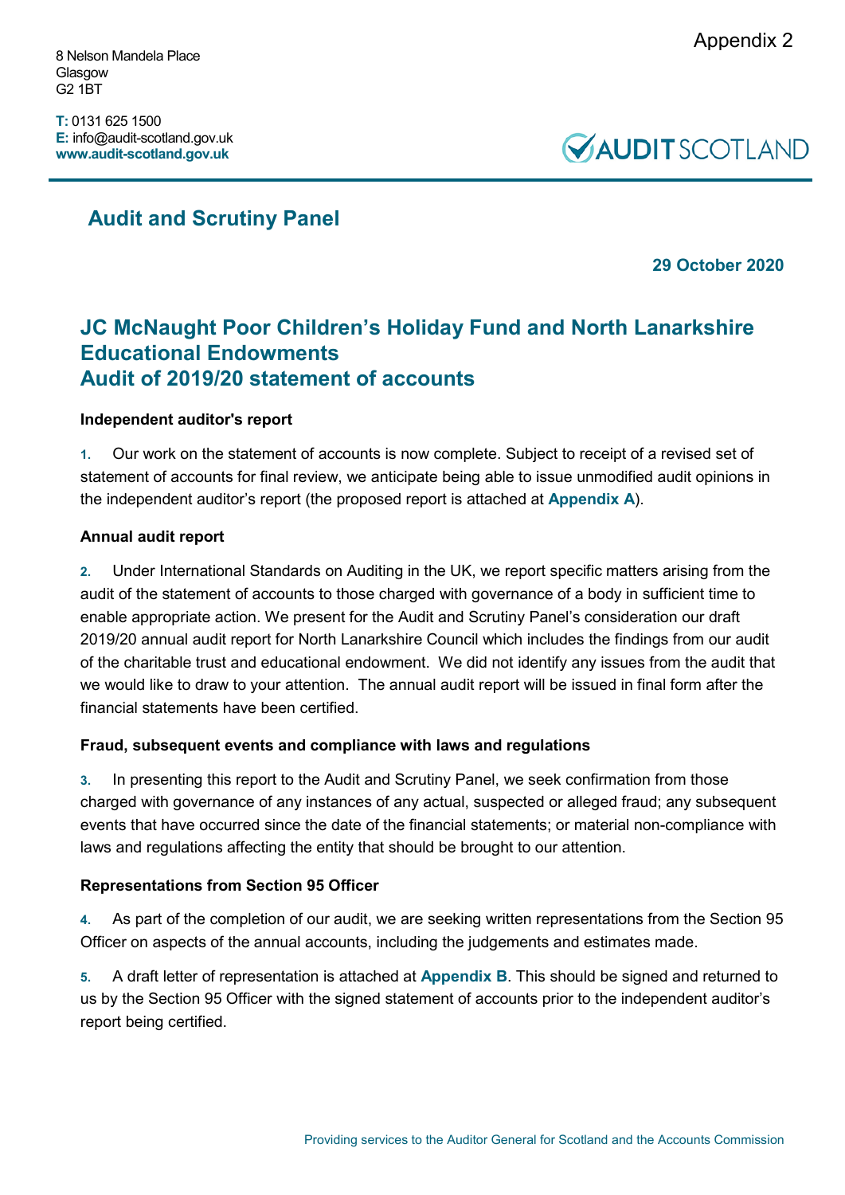Appendix 2

8 Nelson Mandela Place
Glasgow
G2 1BT

**T:** 0131 625 1500
**E:** info@audit-scotland.gov.uk
**www.audit-scotland.gov.uk**

AUDIT SCOTLAND

## Audit and Scrutiny Panel

**29 October 2020**

# JC McNaught Poor Children's Holiday Fund and North Lanarkshire Educational Endowments
# Audit of 2019/20 statement of accounts

### Independent auditor's report

**1.** Our work on the statement of accounts is now complete. Subject to receipt of a revised set of statement of accounts for final review, we anticipate being able to issue unmodified audit opinions in the independent auditor's report (the proposed report is attached at **Appendix A**).

### Annual audit report

**2.** Under International Standards on Auditing in the UK, we report specific matters arising from the audit of the statement of accounts to those charged with governance of a body in sufficient time to enable appropriate action. We present for the Audit and Scrutiny Panel's consideration our draft 2019/20 annual audit report for North Lanarkshire Council which includes the findings from our audit of the charitable trust and educational endowment. We did not identify any issues from the audit that we would like to draw to your attention. The annual audit report will be issued in final form after the financial statements have been certified.

### Fraud, subsequent events and compliance with laws and regulations

**3.** In presenting this report to the Audit and Scrutiny Panel, we seek confirmation from those charged with governance of any instances of any actual, suspected or alleged fraud; any subsequent events that have occurred since the date of the financial statements; or material non-compliance with laws and regulations affecting the entity that should be brought to our attention.

### Representations from Section 95 Officer

**4.** As part of the completion of our audit, we are seeking written representations from the Section 95 Officer on aspects of the annual accounts, including the judgements and estimates made.

**5.** A draft letter of representation is attached at **Appendix B**. This should be signed and returned to us by the Section 95 Officer with the signed statement of accounts prior to the independent auditor's report being certified.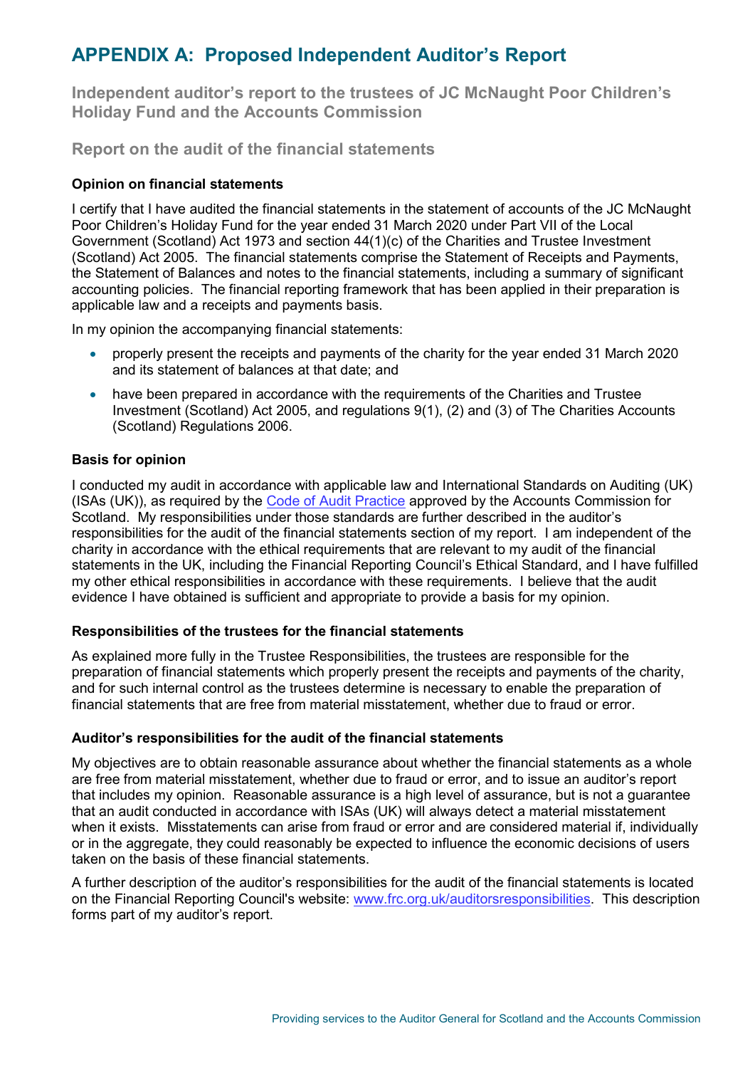# APPENDIX A: Proposed Independent Auditor's Report

## Independent auditor's report to the trustees of JC McNaught Poor Children's Holiday Fund and the Accounts Commission

## Report on the audit of the financial statements

### Opinion on financial statements

I certify that I have audited the financial statements in the statement of accounts of the JC McNaught Poor Children's Holiday Fund for the year ended 31 March 2020 under Part VII of the Local Government (Scotland) Act 1973 and section 44(1)(c) of the Charities and Trustee Investment (Scotland) Act 2005. The financial statements comprise the Statement of Receipts and Payments, the Statement of Balances and notes to the financial statements, including a summary of significant accounting policies. The financial reporting framework that has been applied in their preparation is applicable law and a receipts and payments basis.

In my opinion the accompanying financial statements:

- properly present the receipts and payments of the charity for the year ended 31 March 2020 and its statement of balances at that date; and
- have been prepared in accordance with the requirements of the Charities and Trustee Investment (Scotland) Act 2005, and regulations 9(1), (2) and (3) of The Charities Accounts (Scotland) Regulations 2006.

### Basis for opinion

I conducted my audit in accordance with applicable law and International Standards on Auditing (UK) (ISAs (UK)), as required by the Code of Audit Practice approved by the Accounts Commission for Scotland. My responsibilities under those standards are further described in the auditor's responsibilities for the audit of the financial statements section of my report. I am independent of the charity in accordance with the ethical requirements that are relevant to my audit of the financial statements in the UK, including the Financial Reporting Council's Ethical Standard, and I have fulfilled my other ethical responsibilities in accordance with these requirements. I believe that the audit evidence I have obtained is sufficient and appropriate to provide a basis for my opinion.

### Responsibilities of the trustees for the financial statements

As explained more fully in the Trustee Responsibilities, the trustees are responsible for the preparation of financial statements which properly present the receipts and payments of the charity, and for such internal control as the trustees determine is necessary to enable the preparation of financial statements that are free from material misstatement, whether due to fraud or error.

### Auditor's responsibilities for the audit of the financial statements

My objectives are to obtain reasonable assurance about whether the financial statements as a whole are free from material misstatement, whether due to fraud or error, and to issue an auditor's report that includes my opinion. Reasonable assurance is a high level of assurance, but is not a guarantee that an audit conducted in accordance with ISAs (UK) will always detect a material misstatement when it exists. Misstatements can arise from fraud or error and are considered material if, individually or in the aggregate, they could reasonably be expected to influence the economic decisions of users taken on the basis of these financial statements.

A further description of the auditor's responsibilities for the audit of the financial statements is located on the Financial Reporting Council's website: www.frc.org.uk/auditorsresponsibilities. This description forms part of my auditor's report.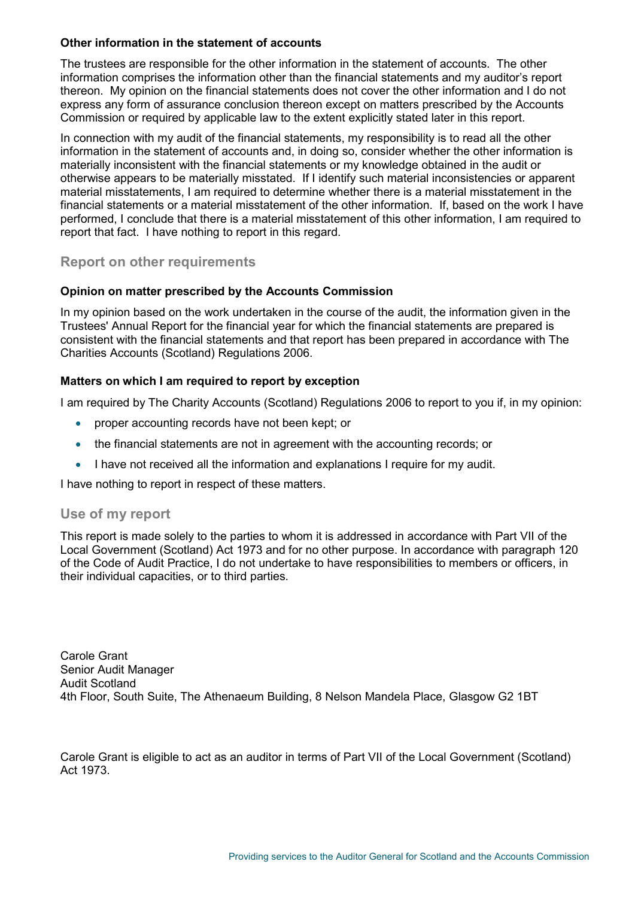**Other information in the statement of accounts**

The trustees are responsible for the other information in the statement of accounts. The other information comprises the information other than the financial statements and my auditor's report thereon. My opinion on the financial statements does not cover the other information and I do not express any form of assurance conclusion thereon except on matters prescribed by the Accounts Commission or required by applicable law to the extent explicitly stated later in this report.

In connection with my audit of the financial statements, my responsibility is to read all the other information in the statement of accounts and, in doing so, consider whether the other information is materially inconsistent with the financial statements or my knowledge obtained in the audit or otherwise appears to be materially misstated. If I identify such material inconsistencies or apparent material misstatements, I am required to determine whether there is a material misstatement in the financial statements or a material misstatement of the other information. If, based on the work I have performed, I conclude that there is a material misstatement of this other information, I am required to report that fact. I have nothing to report in this regard.

## Report on other requirements

**Opinion on matter prescribed by the Accounts Commission**

In my opinion based on the work undertaken in the course of the audit, the information given in the Trustees' Annual Report for the financial year for which the financial statements are prepared is consistent with the financial statements and that report has been prepared in accordance with The Charities Accounts (Scotland) Regulations 2006.

**Matters on which I am required to report by exception**

I am required by The Charity Accounts (Scotland) Regulations 2006 to report to you if, in my opinion:

- proper accounting records have not been kept; or
- the financial statements are not in agreement with the accounting records; or
- I have not received all the information and explanations I require for my audit.

I have nothing to report in respect of these matters.

## Use of my report

This report is made solely to the parties to whom it is addressed in accordance with Part VII of the Local Government (Scotland) Act 1973 and for no other purpose. In accordance with paragraph 120 of the Code of Audit Practice, I do not undertake to have responsibilities to members or officers, in their individual capacities, or to third parties.

Carole Grant
Senior Audit Manager
Audit Scotland
4th Floor, South Suite, The Athenaeum Building, 8 Nelson Mandela Place, Glasgow G2 1BT

Carole Grant is eligible to act as an auditor in terms of Part VII of the Local Government (Scotland) Act 1973.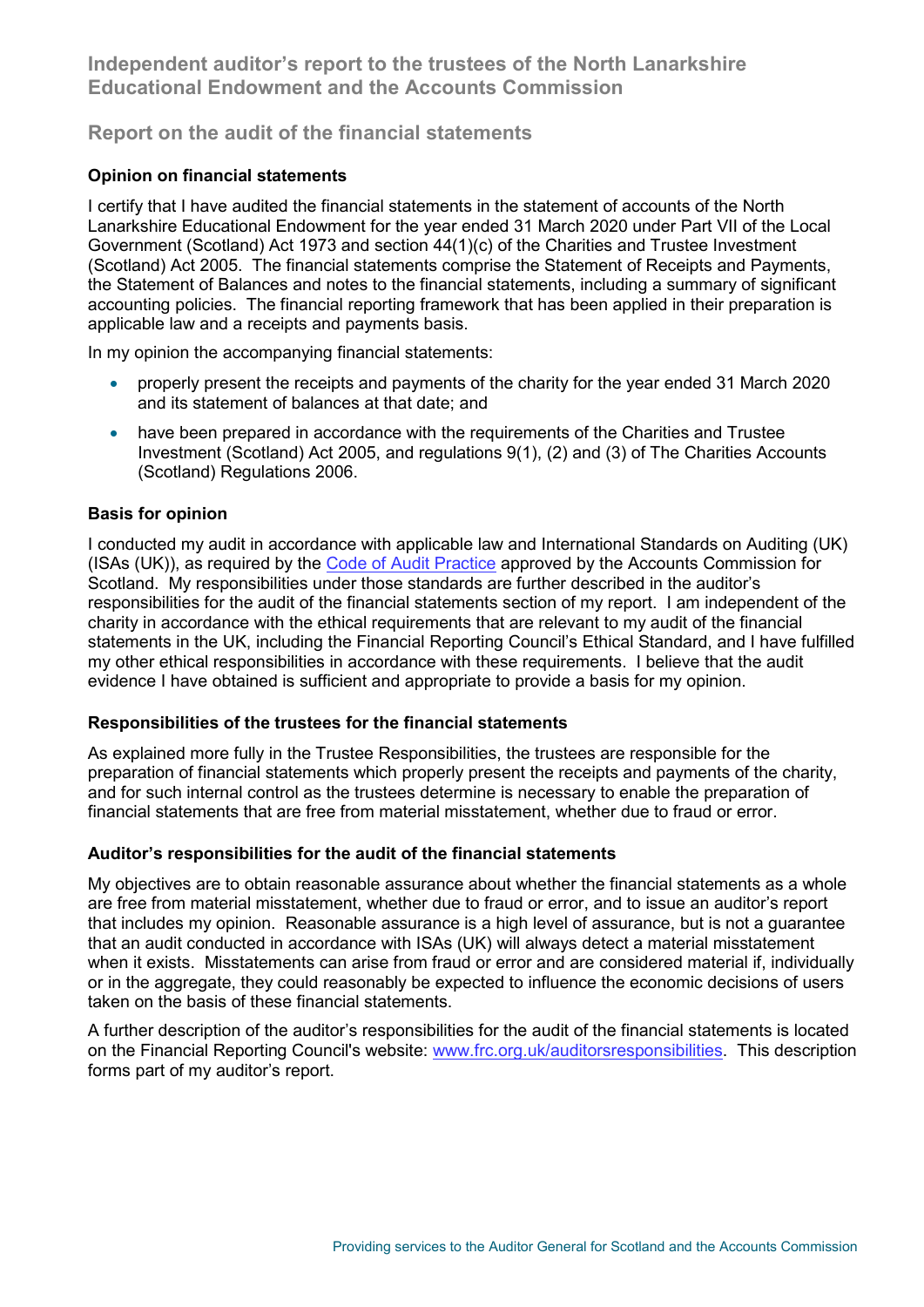# Independent auditor's report to the trustees of the North Lanarkshire Educational Endowment and the Accounts Commission

## Report on the audit of the financial statements

### Opinion on financial statements

I certify that I have audited the financial statements in the statement of accounts of the North Lanarkshire Educational Endowment for the year ended 31 March 2020 under Part VII of the Local Government (Scotland) Act 1973 and section 44(1)(c) of the Charities and Trustee Investment (Scotland) Act 2005. The financial statements comprise the Statement of Receipts and Payments, the Statement of Balances and notes to the financial statements, including a summary of significant accounting policies. The financial reporting framework that has been applied in their preparation is applicable law and a receipts and payments basis.

In my opinion the accompanying financial statements:

- properly present the receipts and payments of the charity for the year ended 31 March 2020 and its statement of balances at that date; and
- have been prepared in accordance with the requirements of the Charities and Trustee Investment (Scotland) Act 2005, and regulations 9(1), (2) and (3) of The Charities Accounts (Scotland) Regulations 2006.

### Basis for opinion

I conducted my audit in accordance with applicable law and International Standards on Auditing (UK) (ISAs (UK)), as required by the Code of Audit Practice approved by the Accounts Commission for Scotland. My responsibilities under those standards are further described in the auditor's responsibilities for the audit of the financial statements section of my report. I am independent of the charity in accordance with the ethical requirements that are relevant to my audit of the financial statements in the UK, including the Financial Reporting Council's Ethical Standard, and I have fulfilled my other ethical responsibilities in accordance with these requirements. I believe that the audit evidence I have obtained is sufficient and appropriate to provide a basis for my opinion.

### Responsibilities of the trustees for the financial statements

As explained more fully in the Trustee Responsibilities, the trustees are responsible for the preparation of financial statements which properly present the receipts and payments of the charity, and for such internal control as the trustees determine is necessary to enable the preparation of financial statements that are free from material misstatement, whether due to fraud or error.

### Auditor's responsibilities for the audit of the financial statements

My objectives are to obtain reasonable assurance about whether the financial statements as a whole are free from material misstatement, whether due to fraud or error, and to issue an auditor's report that includes my opinion. Reasonable assurance is a high level of assurance, but is not a guarantee that an audit conducted in accordance with ISAs (UK) will always detect a material misstatement when it exists. Misstatements can arise from fraud or error and are considered material if, individually or in the aggregate, they could reasonably be expected to influence the economic decisions of users taken on the basis of these financial statements.

A further description of the auditor's responsibilities for the audit of the financial statements is located on the Financial Reporting Council's website: www.frc.org.uk/auditorsresponsibilities. This description forms part of my auditor's report.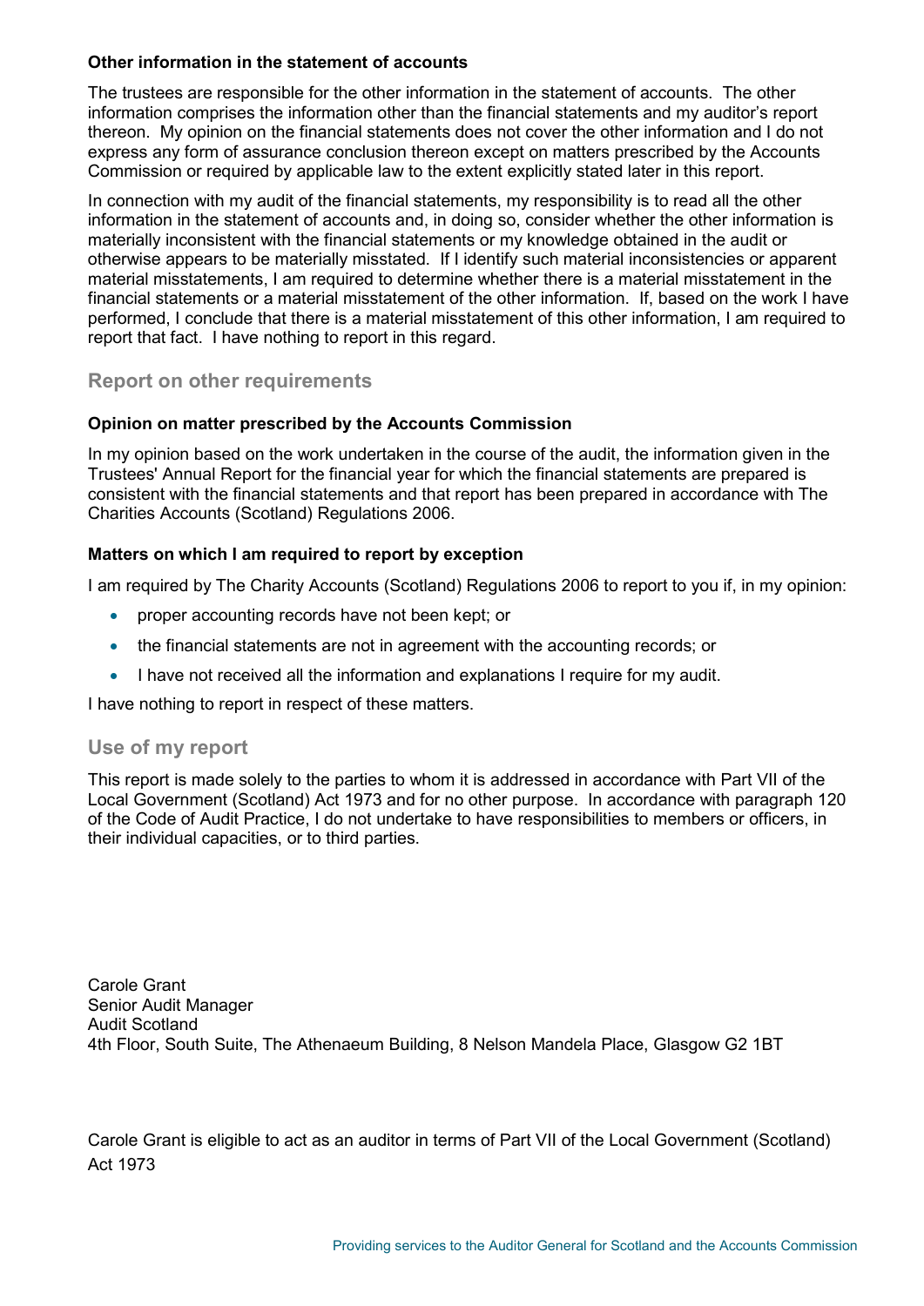#### Other information in the statement of accounts

The trustees are responsible for the other information in the statement of accounts. The other information comprises the information other than the financial statements and my auditor's report thereon. My opinion on the financial statements does not cover the other information and I do not express any form of assurance conclusion thereon except on matters prescribed by the Accounts Commission or required by applicable law to the extent explicitly stated later in this report.

In connection with my audit of the financial statements, my responsibility is to read all the other information in the statement of accounts and, in doing so, consider whether the other information is materially inconsistent with the financial statements or my knowledge obtained in the audit or otherwise appears to be materially misstated. If I identify such material inconsistencies or apparent material misstatements, I am required to determine whether there is a material misstatement in the financial statements or a material misstatement of the other information. If, based on the work I have performed, I conclude that there is a material misstatement of this other information, I am required to report that fact. I have nothing to report in this regard.

### Report on other requirements

#### Opinion on matter prescribed by the Accounts Commission

In my opinion based on the work undertaken in the course of the audit, the information given in the Trustees' Annual Report for the financial year for which the financial statements are prepared is consistent with the financial statements and that report has been prepared in accordance with The Charities Accounts (Scotland) Regulations 2006.

#### Matters on which I am required to report by exception

I am required by The Charity Accounts (Scotland) Regulations 2006 to report to you if, in my opinion:

- proper accounting records have not been kept; or
- the financial statements are not in agreement with the accounting records; or
- I have not received all the information and explanations I require for my audit.

I have nothing to report in respect of these matters.

### Use of my report

This report is made solely to the parties to whom it is addressed in accordance with Part VII of the Local Government (Scotland) Act 1973 and for no other purpose. In accordance with paragraph 120 of the Code of Audit Practice, I do not undertake to have responsibilities to members or officers, in their individual capacities, or to third parties.

Carole Grant
Senior Audit Manager
Audit Scotland
4th Floor, South Suite, The Athenaeum Building, 8 Nelson Mandela Place, Glasgow G2 1BT

Carole Grant is eligible to act as an auditor in terms of Part VII of the Local Government (Scotland) Act 1973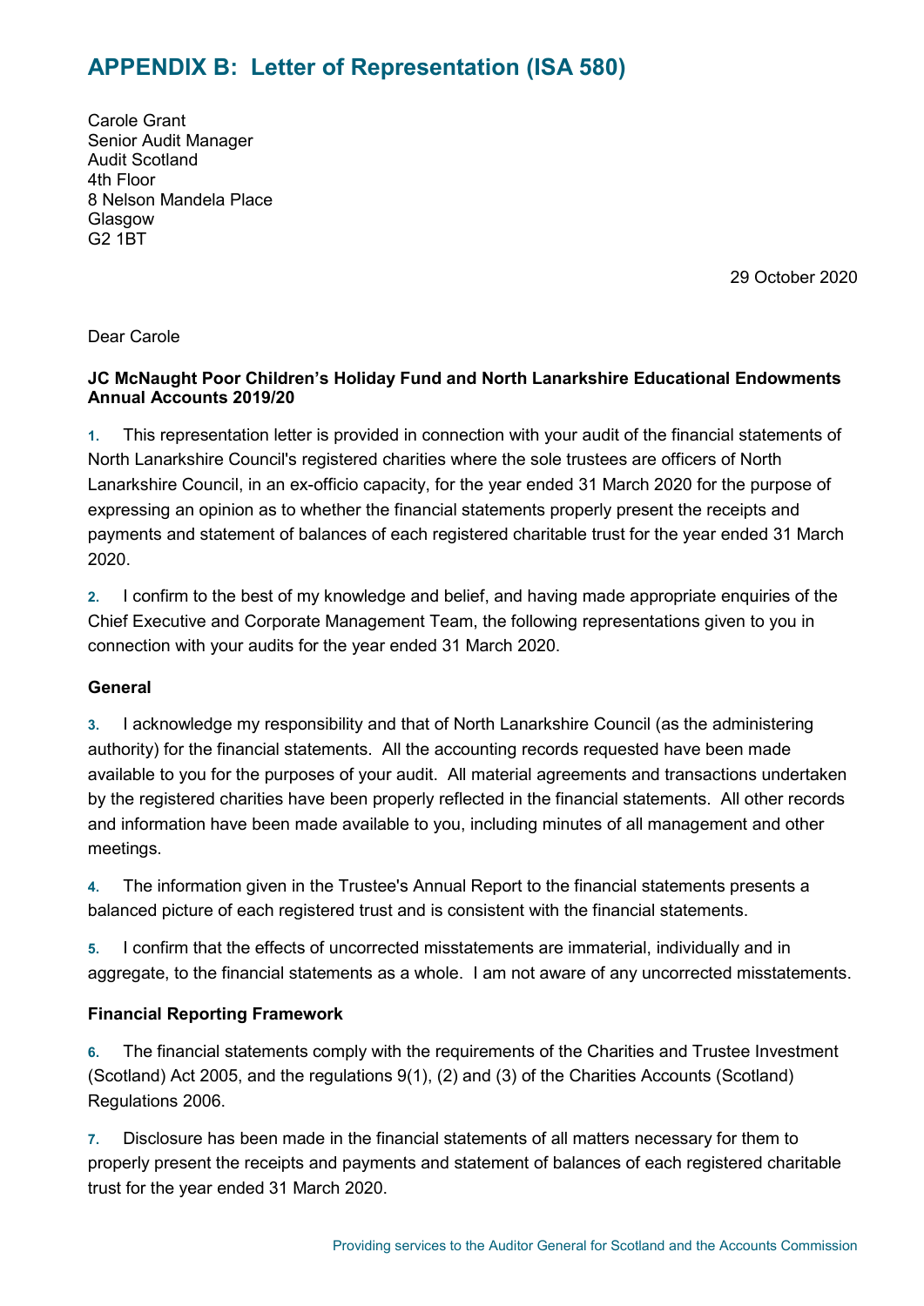# APPENDIX B: Letter of Representation (ISA 580)

Carole Grant
Senior Audit Manager
Audit Scotland
4th Floor
8 Nelson Mandela Place
Glasgow
G2 1BT

29 October 2020

Dear Carole

**JC McNaught Poor Children's Holiday Fund and North Lanarkshire Educational Endowments Annual Accounts 2019/20**

1. This representation letter is provided in connection with your audit of the financial statements of North Lanarkshire Council's registered charities where the sole trustees are officers of North Lanarkshire Council, in an ex-officio capacity, for the year ended 31 March 2020 for the purpose of expressing an opinion as to whether the financial statements properly present the receipts and payments and statement of balances of each registered charitable trust for the year ended 31 March 2020.

2. I confirm to the best of my knowledge and belief, and having made appropriate enquiries of the Chief Executive and Corporate Management Team, the following representations given to you in connection with your audits for the year ended 31 March 2020.

### General

3. I acknowledge my responsibility and that of North Lanarkshire Council (as the administering authority) for the financial statements. All the accounting records requested have been made available to you for the purposes of your audit. All material agreements and transactions undertaken by the registered charities have been properly reflected in the financial statements. All other records and information have been made available to you, including minutes of all management and other meetings.

4. The information given in the Trustee's Annual Report to the financial statements presents a balanced picture of each registered trust and is consistent with the financial statements.

5. I confirm that the effects of uncorrected misstatements are immaterial, individually and in aggregate, to the financial statements as a whole. I am not aware of any uncorrected misstatements.

### Financial Reporting Framework

6. The financial statements comply with the requirements of the Charities and Trustee Investment (Scotland) Act 2005, and the regulations 9(1), (2) and (3) of the Charities Accounts (Scotland) Regulations 2006.

7. Disclosure has been made in the financial statements of all matters necessary for them to properly present the receipts and payments and statement of balances of each registered charitable trust for the year ended 31 March 2020.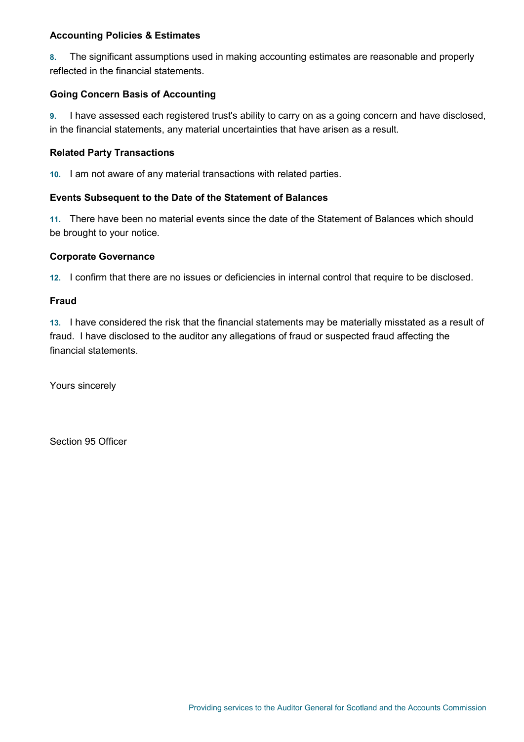**Accounting Policies & Estimates**

8. The significant assumptions used in making accounting estimates are reasonable and properly reflected in the financial statements.

**Going Concern Basis of Accounting**

9. I have assessed each registered trust's ability to carry on as a going concern and have disclosed, in the financial statements, any material uncertainties that have arisen as a result.

**Related Party Transactions**

10. I am not aware of any material transactions with related parties.

**Events Subsequent to the Date of the Statement of Balances**

11. There have been no material events since the date of the Statement of Balances which should be brought to your notice.

**Corporate Governance**

12. I confirm that there are no issues or deficiencies in internal control that require to be disclosed.

**Fraud**

13. I have considered the risk that the financial statements may be materially misstated as a result of fraud. I have disclosed to the auditor any allegations of fraud or suspected fraud affecting the financial statements.

Yours sincerely

Section 95 Officer